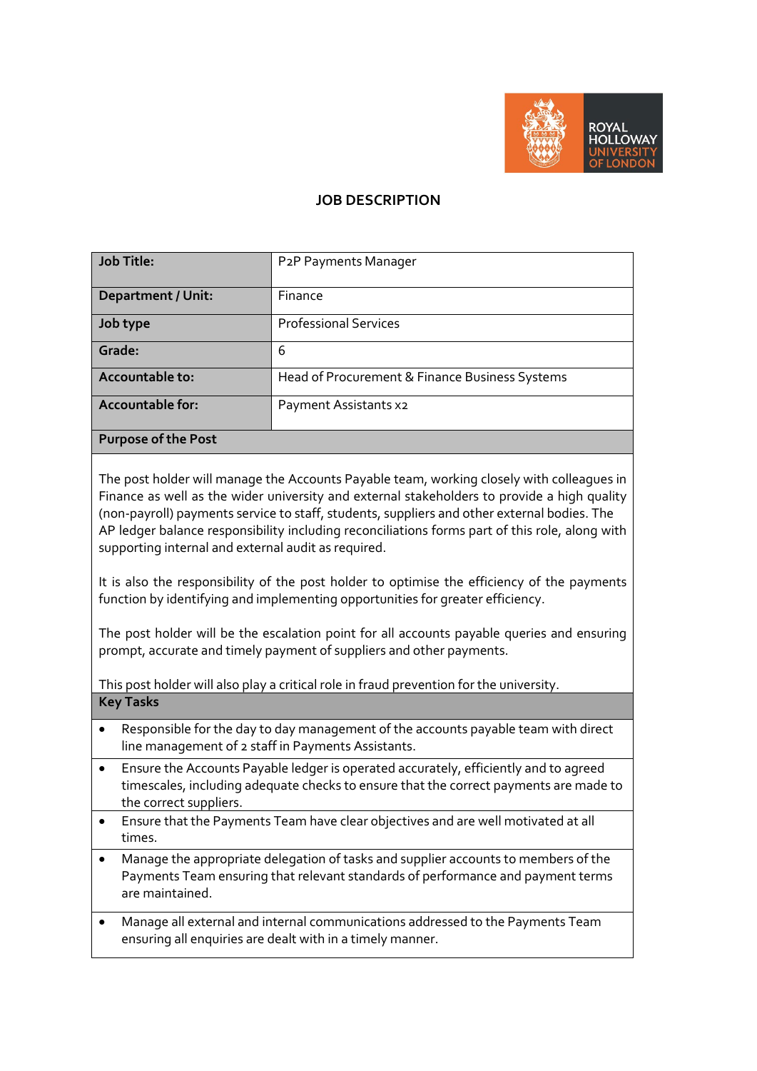# JOB DESCRIPTION

| Job Title: | P2P Payments Manager |
|---|---|
| Department / Unit: | Finance |
| Job type | Professional Services |
| Grade: | 6 |
| Accountable to: | Head of Procurement & Finance Business Systems |
| Accountable for: | Payment Assistants x2 |

## Purpose of the Post

The post holder will manage the Accounts Payable team, working closely with colleagues in Finance as well as the wider university and external stakeholders to provide a high quality (non-payroll) payments service to staff, students, suppliers and other external bodies. The AP ledger balance responsibility including reconciliations forms part of this role, along with supporting internal and external audit as required.

It is also the responsibility of the post holder to optimise the efficiency of the payments function by identifying and implementing opportunities for greater efficiency.

The post holder will be the escalation point for all accounts payable queries and ensuring prompt, accurate and timely payment of suppliers and other payments.

This post holder will also play a critical role in fraud prevention for the university.

## Key Tasks

- Responsible for the day to day management of the accounts payable team with direct line management of 2 staff in Payments Assistants.
- Ensure the Accounts Payable ledger is operated accurately, efficiently and to agreed timescales, including adequate checks to ensure that the correct payments are made to the correct suppliers.
- Ensure that the Payments Team have clear objectives and are well motivated at all times.
- Manage the appropriate delegation of tasks and supplier accounts to members of the Payments Team ensuring that relevant standards of performance and payment terms are maintained.
- Manage all external and internal communications addressed to the Payments Team ensuring all enquiries are dealt with in a timely manner.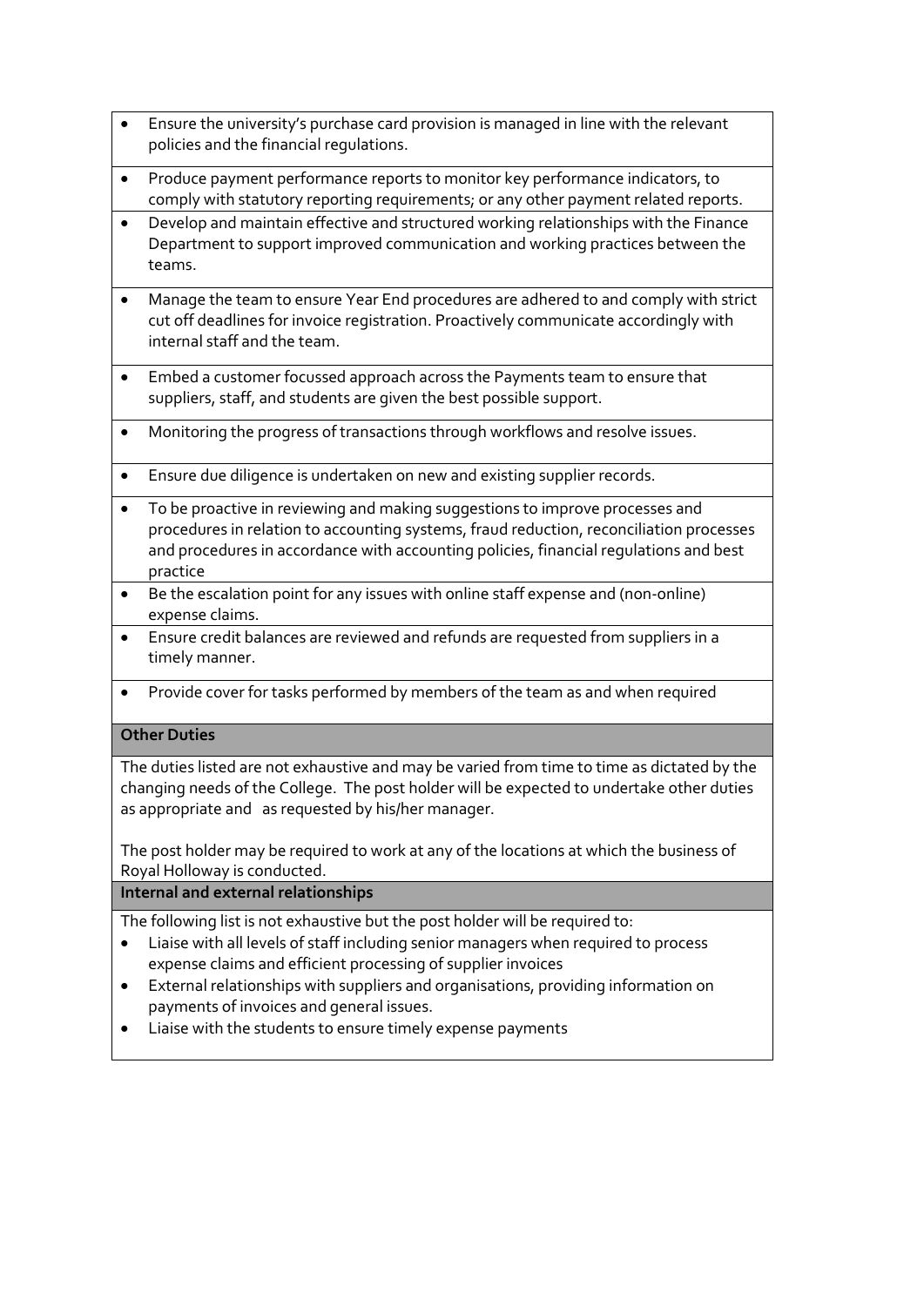- Ensure the university's purchase card provision is managed in line with the relevant policies and the financial regulations.
- Produce payment performance reports to monitor key performance indicators, to comply with statutory reporting requirements; or any other payment related reports.
- Develop and maintain effective and structured working relationships with the Finance Department to support improved communication and working practices between the teams.
- Manage the team to ensure Year End procedures are adhered to and comply with strict cut off deadlines for invoice registration. Proactively communicate accordingly with internal staff and the team.
- Embed a customer focussed approach across the Payments team to ensure that suppliers, staff, and students are given the best possible support.
- Monitoring the progress of transactions through workflows and resolve issues.
- Ensure due diligence is undertaken on new and existing supplier records.
- To be proactive in reviewing and making suggestions to improve processes and procedures in relation to accounting systems, fraud reduction, reconciliation processes and procedures in accordance with accounting policies, financial regulations and best practice
- Be the escalation point for any issues with online staff expense and (non-online) expense claims.
- Ensure credit balances are reviewed and refunds are requested from suppliers in a timely manner.
- Provide cover for tasks performed by members of the team as and when required

**Other Duties**

The duties listed are not exhaustive and may be varied from time to time as dictated by the changing needs of the College. The post holder will be expected to undertake other duties as appropriate and as requested by his/her manager.

The post holder may be required to work at any of the locations at which the business of Royal Holloway is conducted.

**Internal and external relationships**

The following list is not exhaustive but the post holder will be required to:

- Liaise with all levels of staff including senior managers when required to process expense claims and efficient processing of supplier invoices
- External relationships with suppliers and organisations, providing information on payments of invoices and general issues.
- Liaise with the students to ensure timely expense payments